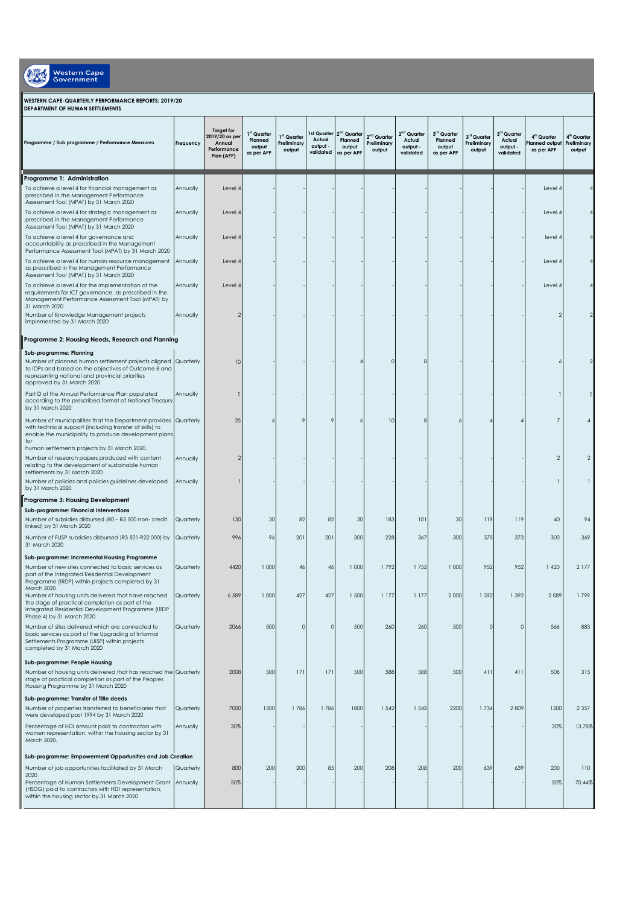Western Cape Government

**WESTERN CAPE-QUARTERLY PERFORMANCE REPORTS: 2019/20**
**DEPARTMENT OF HUMAN SETTLEMENTS**

| Programme / Sub programme / Performance Measures | Frequency | Target for 2019/20 as per Annual Performance Plan (APP) | 1st Quarter Planned output as per APP | 1st Quarter Preliminary output | 1st Quarter Actual output - validated | 2nd Quarter Planned output as per APP | 2nd Quarter Preliminary output | 2nd Quarter Actual output - validated | 3rd Quarter Planned output as per APP | 3rd Quarter Preliminary output | 3rd Quarter Actual output - validated | 4th Quarter Planned output as per APP | 4th Quarter Preliminary output |
|---|---|---|---|---|---|---|---|---|---|---|---|---|---|
| **Programme 1: Administration** | | | | | | | | | | | | | |
| To achieve a level 4 for financial management as prescribed in the Management Performance Assessment Tool (MPAT) by 31 March 2020 | Annually | Level 4 | - | - | - | - | - | - | - | - | - | Level 4 | 4 |
| To achieve a level 4 for strategic management as prescribed in the Management Performance Assessment Tool (MPAT) by 31 March 2020 | Annually | Level 4 | - | - | - | - | - | - | - | - | - | Level 4 | 4 |
| To achieve a level 4 for governance and accountability as prescribed in the Management Performance Assessment Tool (MPAT) by 31 March 2020 | Annually | Level 4 | - | - | - | - | - | - | - | - | - | level 4 | 4 |
| To achieve a level 4 for human resource management as prescribed in the Management Performance Assessment Tool (MPAT) by 31 March 2020 | Annually | Level 4 | - | - | - | - | - | - | - | - | - | Level 4 | 4 |
| To achieve a level 4 for the implementation of the requirements for ICT governance as prescribed in the Management Performance Assessment Tool (MPAT) by 31 March 2020 | Annually | Level 4 | - | - | - | - | - | - | - | - | - | Level 4 | 4 |
| Number of Knowledge Management projects implemented by 31 March 2020 | Annually | 2 | - | - | - | - | - | - | - | - | - | 2 | 2 |
| **Programme 2: Housing Needs, Research and Planning** | | | | | | | | | | | | | |
| **Sub-programme: Planning** | | | | | | | | | | | | | |
| Number of planned human settlement projects aligned to IDPs and based on the objectives of Outcome 8 and representing national and provincial priorities approved by 31 March 2020 | Quarterly | 10 | - | - | - | 4 | 0 | 8 | - | - | - | 6 | 2 |
| Part D of the Annual Performance Plan populated according to the prescribed format of National Treasury by 31 March 2020 | Annually | 1 | - | - | - | - | - | - | - | - | - | 1 | 1 |
| Number of municipalities that the Department provides with technical support (including transfer of skills) to enable the municipality to produce development plans for human settlements projects by 31 March 2020. | Quarterly | 25 | 6 | 9 | 9 | 6 | 10 | 8 | 6 | 4 | 4 | 7 | 4 |
| Number of research papers produced with content relating to the development of sustainable human settlements by 31 March 2020 | Annually | 2 | - | - | - | - | - | - | - | - | - | 2 | 2 |
| Number of policies and policies guidelines developed by 31 March 2020 | Annually | 1 | - | - | - | - | - | - | - | - | - | 1 | 1 |
| **Programme 3: Housing Development** | | | | | | | | | | | | | |
| **Sub-programme: Financial Interventions** | | | | | | | | | | | | | |
| Number of subsidies disbursed (R0 – R3 500 non- credit linked) by 31 March 2020 | Quarterly | 130 | 30 | 82 | 82 | 30 | 183 | 101 | 30 | 119 | 119 | 40 | 94 |
| Number of FLISP subsidies disbursed (R3 501-R22 000) by 31 March 2020 | Quarterly | 996 | 96 | 201 | 201 | 300 | 228 | 367 | 300 | 375 | 373 | 300 | 369 |
| **Sub-programme: Incremental Housing Programme** | | | | | | | | | | | | | |
| Number of new sites connected to basic services as part of the Integrated Residential Development Programme (IRDP) within projects completed by 31 March 2020 | Quarterly | 4420 | 1 000 | 46 | 46 | 1 000 | 1 792 | 1 752 | 1 000 | 952 | 952 | 1 420 | 2 177 |
| Number of housing units delivered that have reached the stage of practical completion as part of the Integrated Residential Development Programme (IRDP Phase 4) by 31 March 2020 | Quarterly | 6 589 | 1 000 | 427 | 427 | 1 500 | 1 177 | 1 177 | 2 000 | 1 392 | 1 392 | 2 089 | 1 799 |
| Number of sites delivered which are connected to basic services as part of the Upgrading of Informal Settlements Programme (UISP) within projects completed by 31 March 2020 | Quarterly | 2066 | 500 | 0 | 0 | 500 | 260 | 260 | 500 | 0 | 0 | 566 | 883 |
| **Sub-programme: People Housing** | | | | | | | | | | | | | |
| Number of housing units delivered that has reached the stage of practical completion as part of the Peoples Housing Programme by 31 March 2020 | Quarterly | 2008 | 500 | 171 | 171 | 500 | 588 | 588 | 500 | 411 | 411 | 508 | 315 |
| **Sub-programme: Transfer of Title deeds** | | | | | | | | | | | | | |
| Number of properties transferred to beneficiaries that were developed post 1994 by 31 March 2020 | Quarterly | 7000 | 1500 | 1 786 | 1 786 | 1800 | 1 542 | 1 542 | 2200 | 1 734 | 2 809 | 1500 | 2 357 |
| Percentage of HDI amount paid to contractors with women representation, within the housing sector by 31 March 2020. | Annually | 30% | - | - | - | - | - | - | - | - | - | 30% | 13.78% |
| **Sub-programme: Empowerment Opportunities and Job Creation** | | | | | | | | | | | | | |
| Number of job opportunities facilitated by 31 March 2020 | Quarterly | 800 | 200 | 200 | 85 | 200 | 208 | 208 | 200 | 639 | 639 | 200 | 110 |
| Percentage of Human Settlements Development Grant (HSDG) paid to contractors with HDI representation, within the housing sector by 31 March 2020 | Annually | 50% | - | - | - | - | - | - | - | - | - | 50% | 70.44% |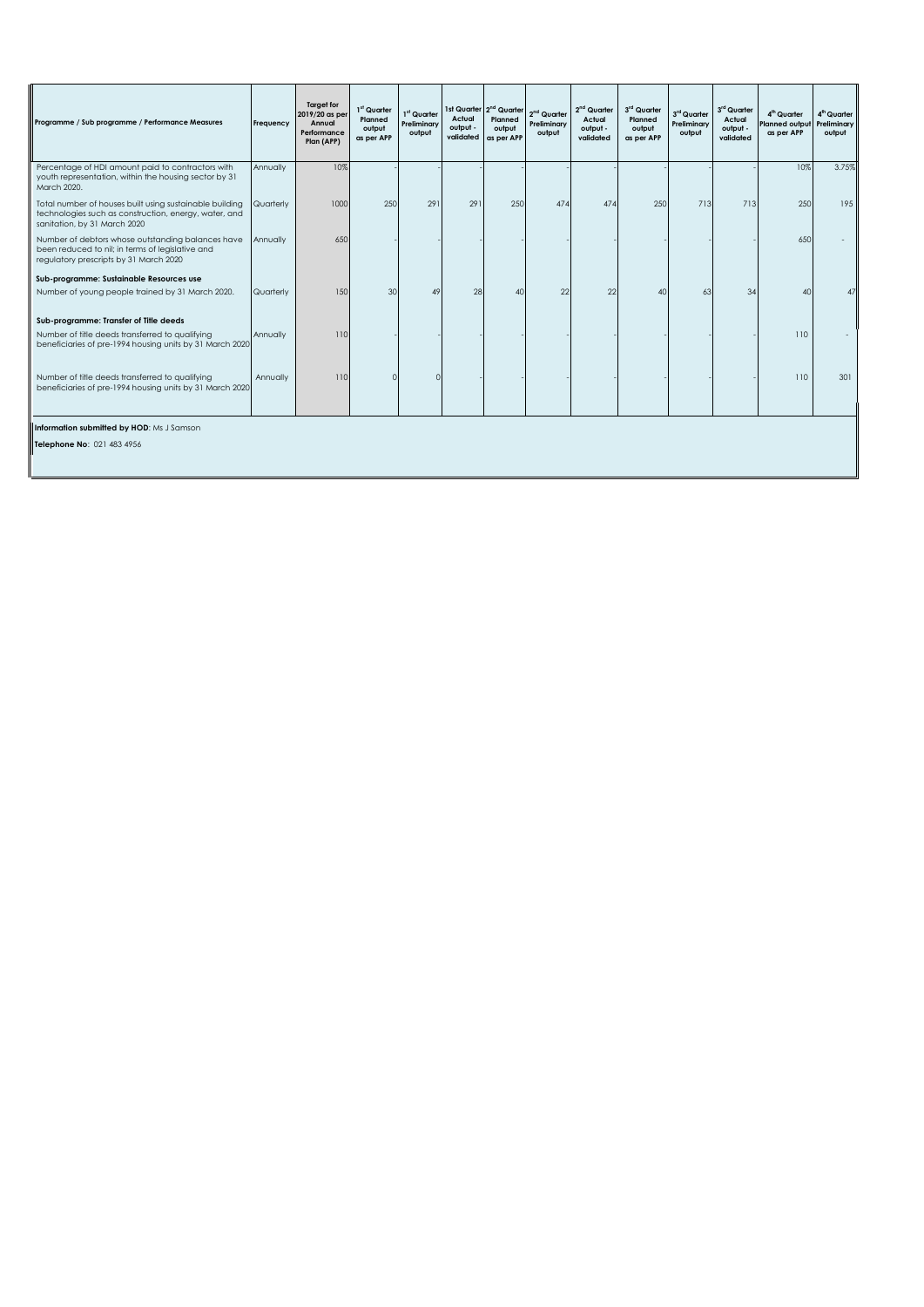| Programme / Sub programme / Performance Measures | Frequency | Target for 2019/20 as per Annual Performance Plan (APP) | 1st Quarter Planned output as per APP | 1st Quarter Preliminary output | 1st Quarter Actual output - validated | 2nd Quarter Planned output as per APP | 2nd Quarter Preliminary output | 2nd Quarter Actual output - validated | 3rd Quarter Planned output as per APP | 3rd Quarter Preliminary output | 3rd Quarter Actual output - validated | 4th Quarter Planned output as per APP | 4th Quarter Preliminary output |
|---|---|---|---|---|---|---|---|---|---|---|---|---|---|
| Percentage of HDI amount paid to contractors with youth representation, within the housing sector by 31 March 2020. | Annually | 10% | - | - | - | - | - | - | - | - | - | 10% | 3.75% |
| Total number of houses built using sustainable building technologies such as construction, energy, water, and sanitation, by 31 March 2020 | Quarterly | 1000 | 250 | 291 | 291 | 250 | 474 | 474 | 250 | 713 | 713 | 250 | 195 |
| Number of debtors whose outstanding balances have been reduced to nil; in terms of legislative and regulatory prescripts by 31 March 2020 | Annually | 650 | - | - | - | - | - | - | - | - | - | 650 | - |
| **Sub-programme: Sustainable Resources use** | | | | | | | | | | | | | |
| Number of young people trained by 31 March 2020. | Quarterly | 150 | 30 | 49 | 28 | 40 | 22 | 22 | 40 | 63 | 34 | 40 | 47 |
| **Sub-programme: Transfer of Title deeds** | | | | | | | | | | | | | |
| Number of title deeds transferred to qualifying beneficiaries of pre-1994 housing units by 31 March 2020 | Annually | 110 | - | - | - | - | - | - | - | - | - | 110 | - |
| Number of title deeds transferred to qualifying beneficiaries of pre-1994 housing units by 31 March 2020 | Annually | 110 | 0 | 0 | - | - | - | - | - | - | - | 110 | 301 |

**Information submitted by HOD**: Ms J Samson

**Telephone No**: 021 483 4956